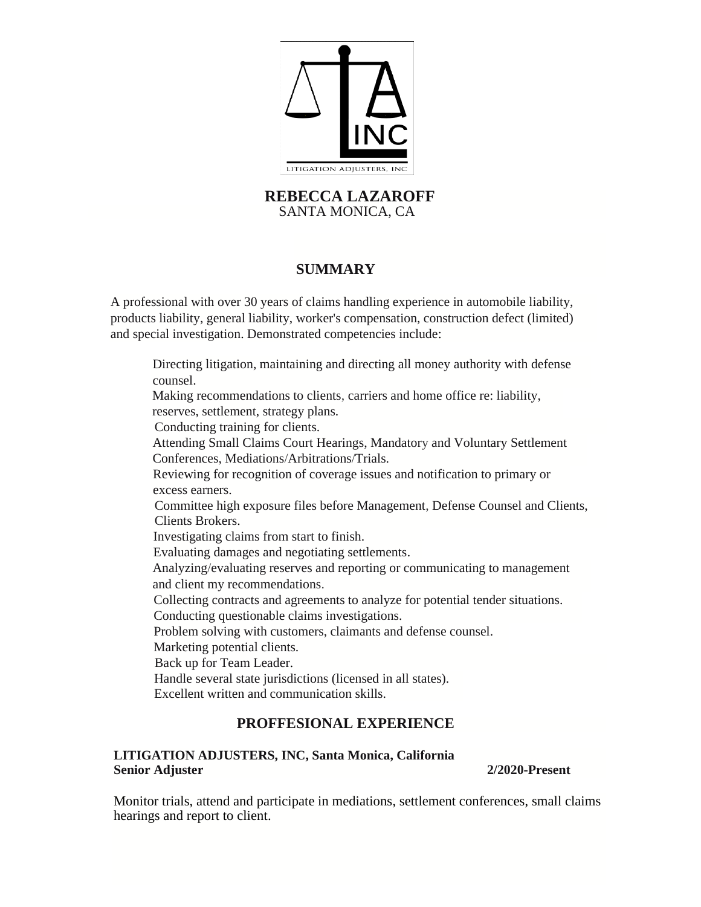LITIGATION ADJUSTERS, INC

# REBECCA LAZAROFF

SANTA MONICA, CA

## SUMMARY

A professional with over 30 years of claims handling experience in automobile liability, products liability, general liability, worker's compensation, construction defect (limited) and special investigation. Demonstrated competencies include:

- Directing litigation, maintaining and directing all money authority with defense counsel.
- Making recommendations to clients, carriers and home office re: liability, reserves, settlement, strategy plans.
- Conducting training for clients.
- Attending Small Claims Court Hearings, Mandatory and Voluntary Settlement Conferences, Mediations/Arbitrations/Trials.
- Reviewing for recognition of coverage issues and notification to primary or excess earners.
- Committee high exposure files before Management, Defense Counsel and Clients, Clients Brokers.
- Investigating claims from start to finish.
- Evaluating damages and negotiating settlements.
- Analyzing/evaluating reserves and reporting or communicating to management and client my recommendations.
- Collecting contracts and agreements to analyze for potential tender situations.
- Conducting questionable claims investigations.
- Problem solving with customers, claimants and defense counsel.
- Marketing potential clients.
- Back up for Team Leader.
- Handle several state jurisdictions (licensed in all states).
- Excellent written and communication skills.

## PROFFESIONAL EXPERIENCE

**LITIGATION ADJUSTERS, INC, Santa Monica, California**
**Senior Adjuster** **2/2020-Present**

Monitor trials, attend and participate in mediations, settlement conferences, small claims hearings and report to client.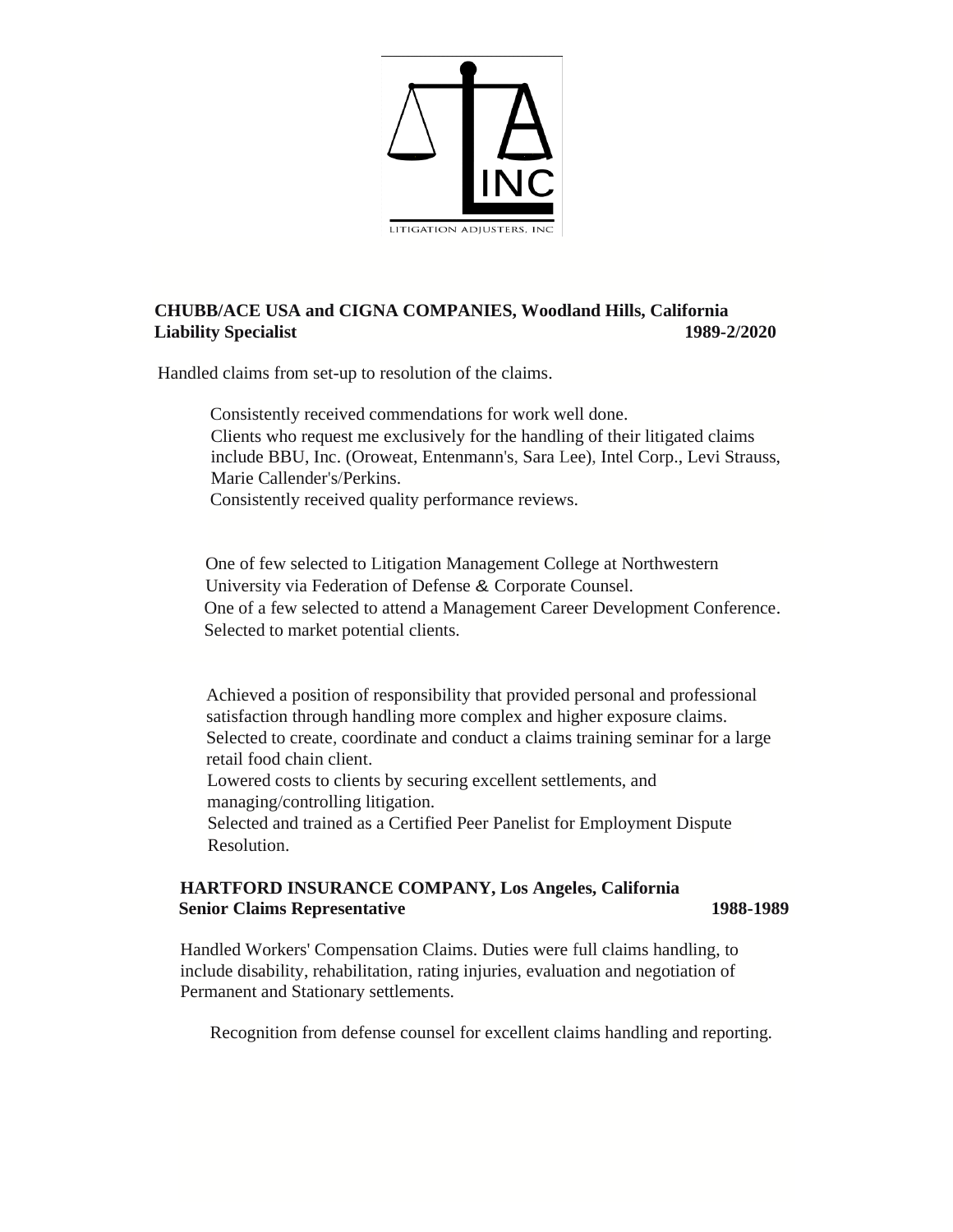**CHUBB/ACE USA and CIGNA COMPANIES, Woodland Hills, California**
**Liability Specialist** **1989-2/2020**

Handled claims from set-up to resolution of the claims.

Consistently received commendations for work well done.
Clients who request me exclusively for the handling of their litigated claims include BBU, Inc. (Oroweat, Entenmann's, Sara Lee), Intel Corp., Levi Strauss, Marie Callender's/Perkins.
Consistently received quality performance reviews.

One of few selected to Litigation Management College at Northwestern University via Federation of Defense & Corporate Counsel.
One of a few selected to attend a Management Career Development Conference.
Selected to market potential clients.

Achieved a position of responsibility that provided personal and professional satisfaction through handling more complex and higher exposure claims.
Selected to create, coordinate and conduct a claims training seminar for a large retail food chain client.
Lowered costs to clients by securing excellent settlements, and managing/controlling litigation.
Selected and trained as a Certified Peer Panelist for Employment Dispute Resolution.

**HARTFORD INSURANCE COMPANY, Los Angeles, California**
**Senior Claims Representative** **1988-1989**

Handled Workers' Compensation Claims. Duties were full claims handling, to include disability, rehabilitation, rating injuries, evaluation and negotiation of Permanent and Stationary settlements.

Recognition from defense counsel for excellent claims handling and reporting.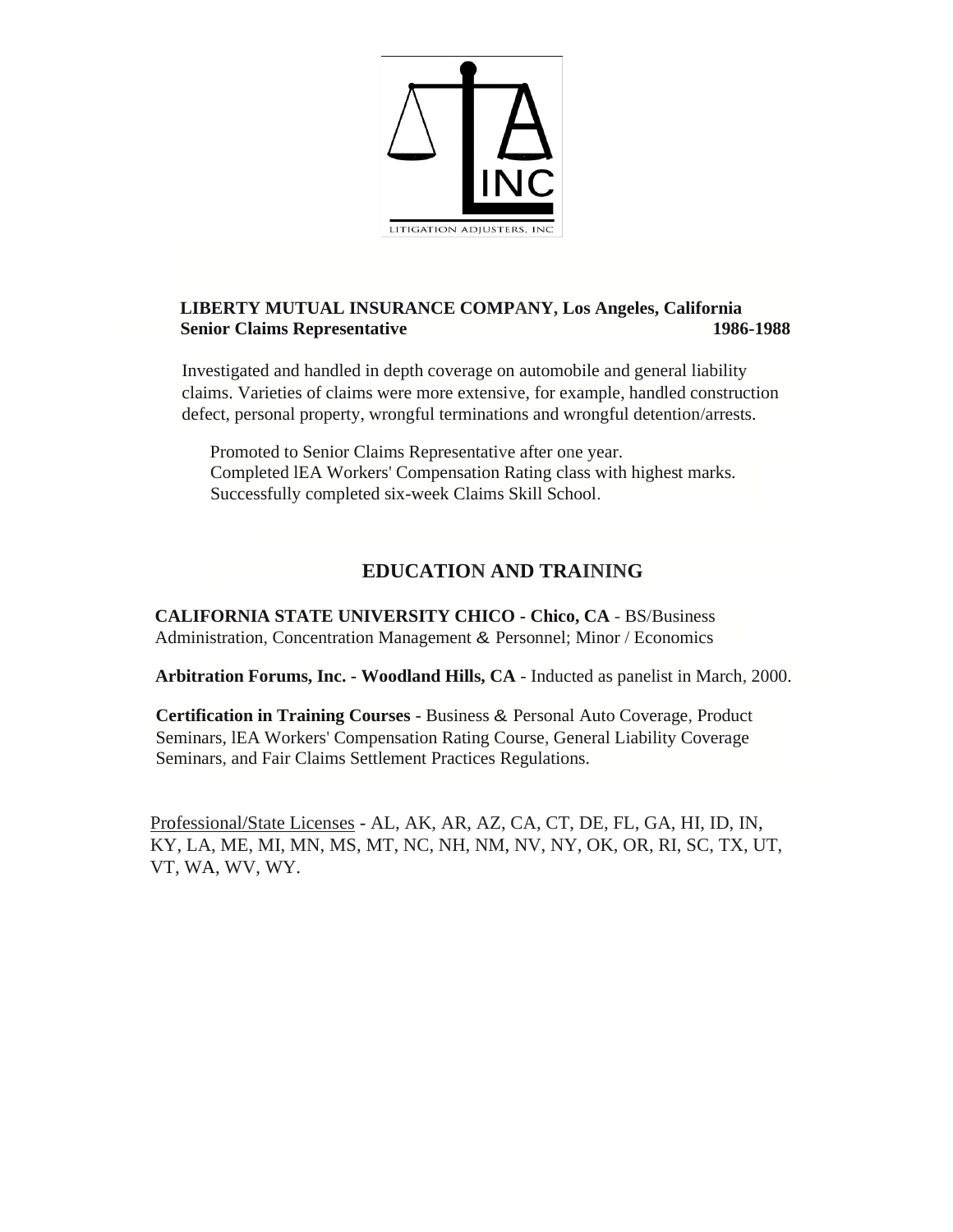**LIBERTY MUTUAL INSURANCE COMPANY, Los Angeles, California**
**Senior Claims Representative** **1986-1988**

Investigated and handled in depth coverage on automobile and general liability claims. Varieties of claims were more extensive, for example, handled construction defect, personal property, wrongful terminations and wrongful detention/arrests.

Promoted to Senior Claims Representative after one year.
Completed lEA Workers' Compensation Rating class with highest marks.
Successfully completed six-week Claims Skill School.

## EDUCATION AND TRAINING

**CALIFORNIA STATE UNIVERSITY CHICO - Chico, CA** - BS/Business Administration, Concentration Management & Personnel; Minor / Economics

**Arbitration Forums, Inc. - Woodland Hills, CA** - Inducted as panelist in March, 2000.

**Certification in Training Courses** - Business & Personal Auto Coverage, Product Seminars, lEA Workers' Compensation Rating Course, General Liability Coverage Seminars, and Fair Claims Settlement Practices Regulations.

<u>Professional/State Licenses</u> - AL, AK, AR, AZ, CA, CT, DE, FL, GA, HI, ID, IN, KY, LA, ME, MI, MN, MS, MT, NC, NH, NM, NV, NY, OK, OR, RI, SC, TX, UT, VT, WA, WV, WY.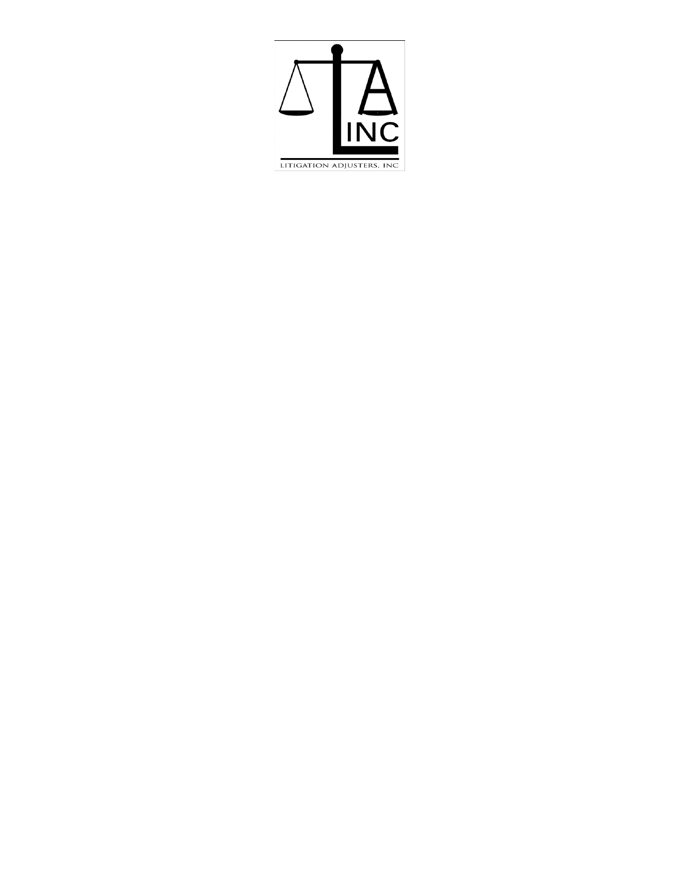LA INC

LITIGATION ADJUSTERS, INC